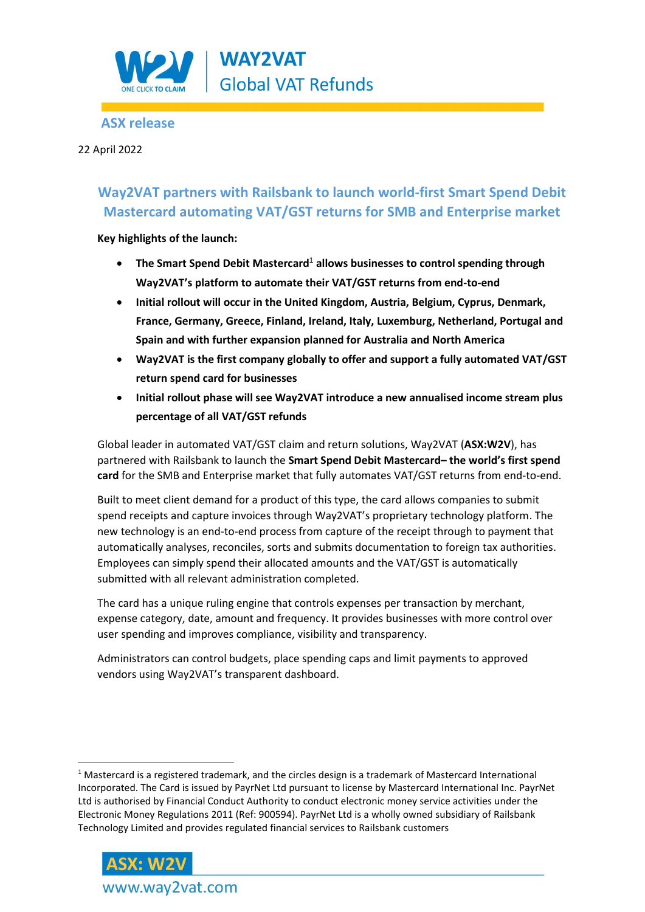**WAY2VAT**
Global VAT Refunds

## ASX release

22 April 2022

# Way2VAT partners with Railsbank to launch world-first Smart Spend Debit Mastercard automating VAT/GST returns for SMB and Enterprise market

**Key highlights of the launch:**

- **The Smart Spend Debit Mastercard[1] allows businesses to control spending through Way2VAT's platform to automate their VAT/GST returns from end-to-end**
- **Initial rollout will occur in the United Kingdom, Austria, Belgium, Cyprus, Denmark, France, Germany, Greece, Finland, Ireland, Italy, Luxemburg, Netherland, Portugal and Spain and with further expansion planned for Australia and North America**
- **Way2VAT is the first company globally to offer and support a fully automated VAT/GST return spend card for businesses**
- **Initial rollout phase will see Way2VAT introduce a new annualised income stream plus percentage of all VAT/GST refunds**

Global leader in automated VAT/GST claim and return solutions, Way2VAT (**ASX:W2V**), has partnered with Railsbank to launch the **Smart Spend Debit Mastercard– the world's first spend card** for the SMB and Enterprise market that fully automates VAT/GST returns from end-to-end.

Built to meet client demand for a product of this type, the card allows companies to submit spend receipts and capture invoices through Way2VAT's proprietary technology platform. The new technology is an end-to-end process from capture of the receipt through to payment that automatically analyses, reconciles, sorts and submits documentation to foreign tax authorities. Employees can simply spend their allocated amounts and the VAT/GST is automatically submitted with all relevant administration completed.

The card has a unique ruling engine that controls expenses per transaction by merchant, expense category, date, amount and frequency. It provides businesses with more control over user spending and improves compliance, visibility and transparency.

Administrators can control budgets, place spending caps and limit payments to approved vendors using Way2VAT's transparent dashboard.

---

[1] Mastercard is a registered trademark, and the circles design is a trademark of Mastercard International Incorporated. The Card is issued by PayrNet Ltd pursuant to license by Mastercard International Inc. PayrNet Ltd is authorised by Financial Conduct Authority to conduct electronic money service activities under the Electronic Money Regulations 2011 (Ref: 900594). PayrNet Ltd is a wholly owned subsidiary of Railsbank Technology Limited and provides regulated financial services to Railsbank customers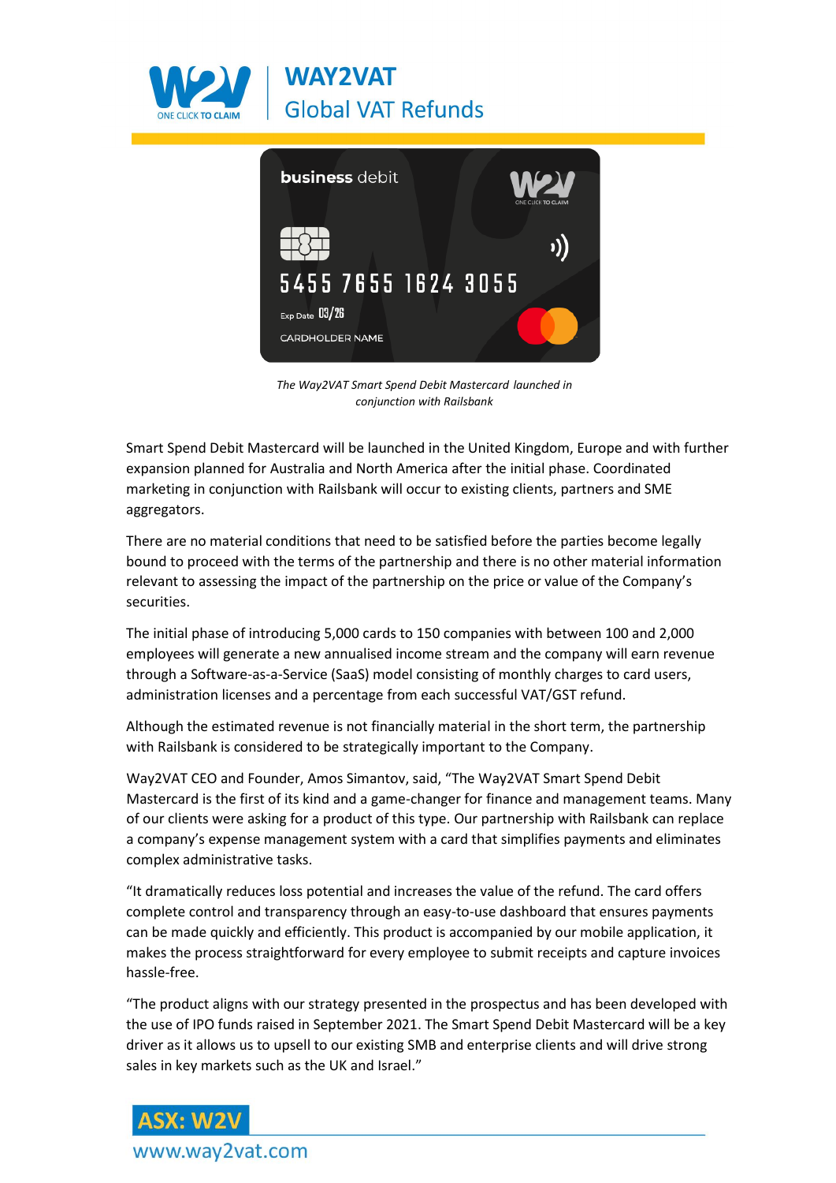*The Way2VAT Smart Spend Debit Mastercard launched in conjunction with Railsbank*

Smart Spend Debit Mastercard will be launched in the United Kingdom, Europe and with further expansion planned for Australia and North America after the initial phase. Coordinated marketing in conjunction with Railsbank will occur to existing clients, partners and SME aggregators.

There are no material conditions that need to be satisfied before the parties become legally bound to proceed with the terms of the partnership and there is no other material information relevant to assessing the impact of the partnership on the price or value of the Company's securities.

The initial phase of introducing 5,000 cards to 150 companies with between 100 and 2,000 employees will generate a new annualised income stream and the company will earn revenue through a Software-as-a-Service (SaaS) model consisting of monthly charges to card users, administration licenses and a percentage from each successful VAT/GST refund.

Although the estimated revenue is not financially material in the short term, the partnership with Railsbank is considered to be strategically important to the Company.

Way2VAT CEO and Founder, Amos Simantov, said, "The Way2VAT Smart Spend Debit Mastercard is the first of its kind and a game-changer for finance and management teams. Many of our clients were asking for a product of this type. Our partnership with Railsbank can replace a company's expense management system with a card that simplifies payments and eliminates complex administrative tasks.

"It dramatically reduces loss potential and increases the value of the refund. The card offers complete control and transparency through an easy-to-use dashboard that ensures payments can be made quickly and efficiently. This product is accompanied by our mobile application, it makes the process straightforward for every employee to submit receipts and capture invoices hassle-free.

"The product aligns with our strategy presented in the prospectus and has been developed with the use of IPO funds raised in September 2021. The Smart Spend Debit Mastercard will be a key driver as it allows us to upsell to our existing SMB and enterprise clients and will drive strong sales in key markets such as the UK and Israel."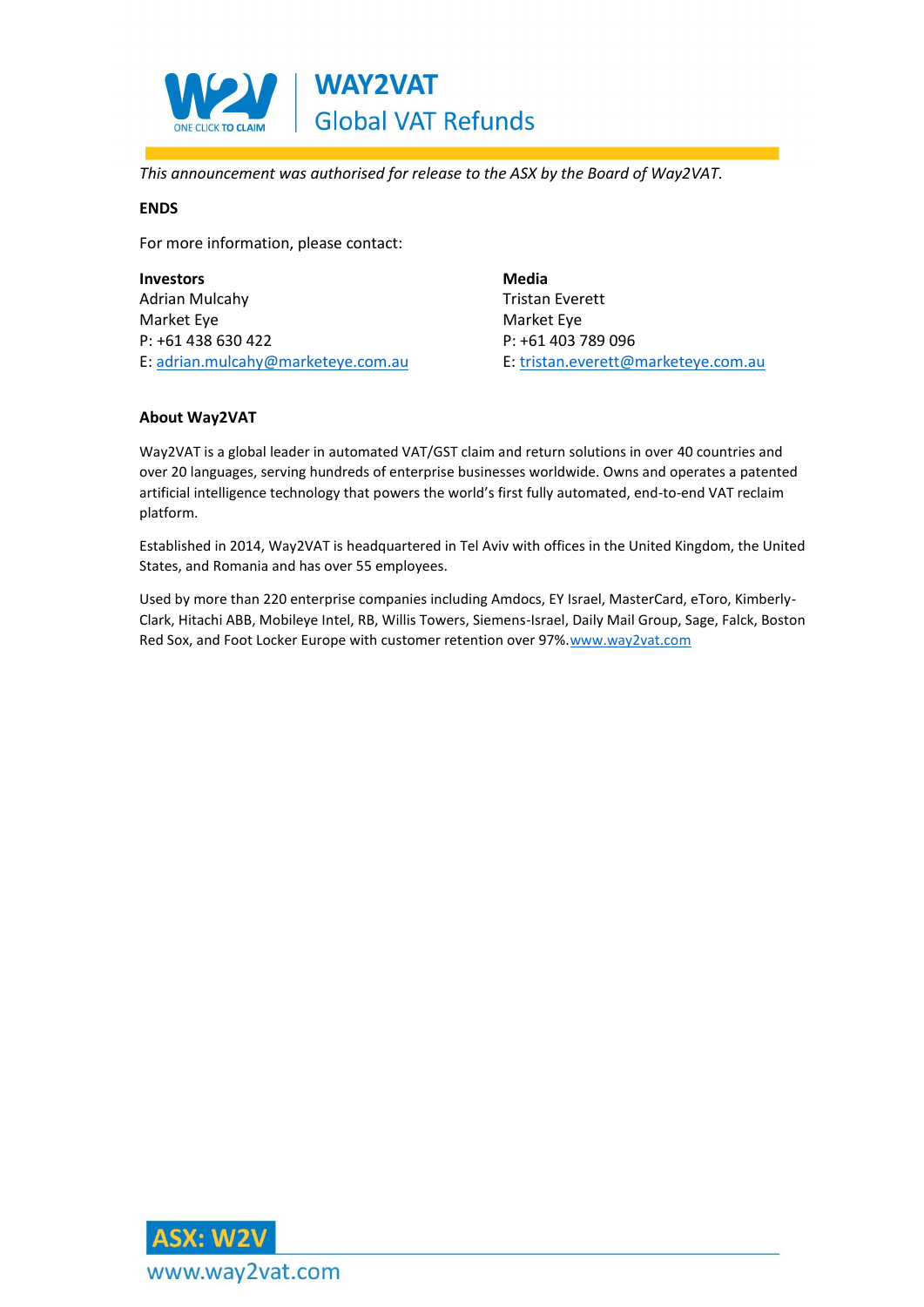*This announcement was authorised for release to the ASX by the Board of Way2VAT.*

**ENDS**

For more information, please contact:

**Investors**
Adrian Mulcahy
Market Eye
P: +61 438 630 422
E: adrian.mulcahy@marketeye.com.au

**Media**
Tristan Everett
Market Eye
P: +61 403 789 096
E: tristan.everett@marketeye.com.au

**About Way2VAT**

Way2VAT is a global leader in automated VAT/GST claim and return solutions in over 40 countries and over 20 languages, serving hundreds of enterprise businesses worldwide. Owns and operates a patented artificial intelligence technology that powers the world's first fully automated, end-to-end VAT reclaim platform.

Established in 2014, Way2VAT is headquartered in Tel Aviv with offices in the United Kingdom, the United States, and Romania and has over 55 employees.

Used by more than 220 enterprise companies including Amdocs, EY Israel, MasterCard, eToro, Kimberly-Clark, Hitachi ABB, Mobileye Intel, RB, Willis Towers, Siemens-Israel, Daily Mail Group, Sage, Falck, Boston Red Sox, and Foot Locker Europe with customer retention over 97%. www.way2vat.com